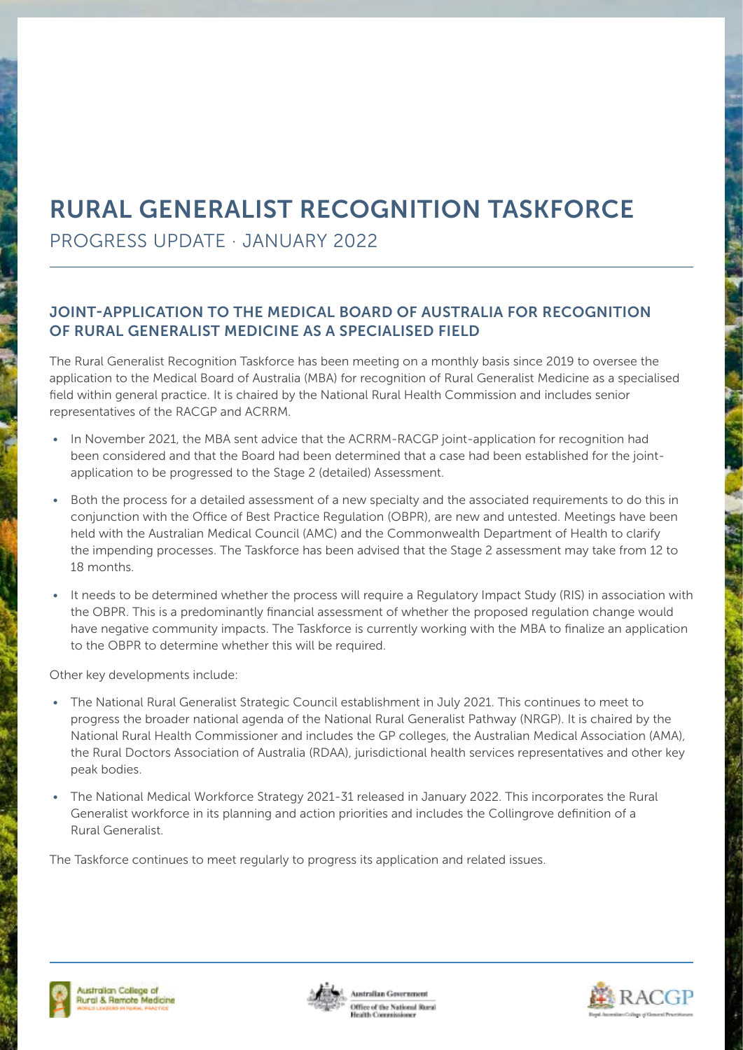# RURAL GENERALIST RECOGNITION TASKFORCE

PROGRESS UPDATE · JANUARY 2022

## JOINT-APPLICATION TO THE MEDICAL BOARD OF AUSTRALIA FOR RECOGNITION OF RURAL GENERALIST MEDICINE AS A SPECIALISED FIELD

The Rural Generalist Recognition Taskforce has been meeting on a monthly basis since 2019 to oversee the application to the Medical Board of Australia (MBA) for recognition of Rural Generalist Medicine as a specialised field within general practice. It is chaired by the National Rural Health Commission and includes senior representatives of the RACGP and ACRRM.

- In November 2021, the MBA sent advice that the ACRRM-RACGP joint-application for recognition had been considered and that the Board had been determined that a case had been established for the joint-application to be progressed to the Stage 2 (detailed) Assessment.
- Both the process for a detailed assessment of a new specialty and the associated requirements to do this in conjunction with the Office of Best Practice Regulation (OBPR), are new and untested. Meetings have been held with the Australian Medical Council (AMC) and the Commonwealth Department of Health to clarify the impending processes. The Taskforce has been advised that the Stage 2 assessment may take from 12 to 18 months.
- It needs to be determined whether the process will require a Regulatory Impact Study (RIS) in association with the OBPR. This is a predominantly financial assessment of whether the proposed regulation change would have negative community impacts. The Taskforce is currently working with the MBA to finalize an application to the OBPR to determine whether this will be required.

Other key developments include:

- The National Rural Generalist Strategic Council establishment in July 2021. This continues to meet to progress the broader national agenda of the National Rural Generalist Pathway (NRGP). It is chaired by the National Rural Health Commissioner and includes the GP colleges, the Australian Medical Association (AMA), the Rural Doctors Association of Australia (RDAA), jurisdictional health services representatives and other key peak bodies.
- The National Medical Workforce Strategy 2021-31 released in January 2022. This incorporates the Rural Generalist workforce in its planning and action priorities and includes the Collingrove definition of a Rural Generalist.

The Taskforce continues to meet regularly to progress its application and related issues.

Australian College of Rural & Remote Medicine

Australian Government
Office of the National Rural Health Commissioner

RACGP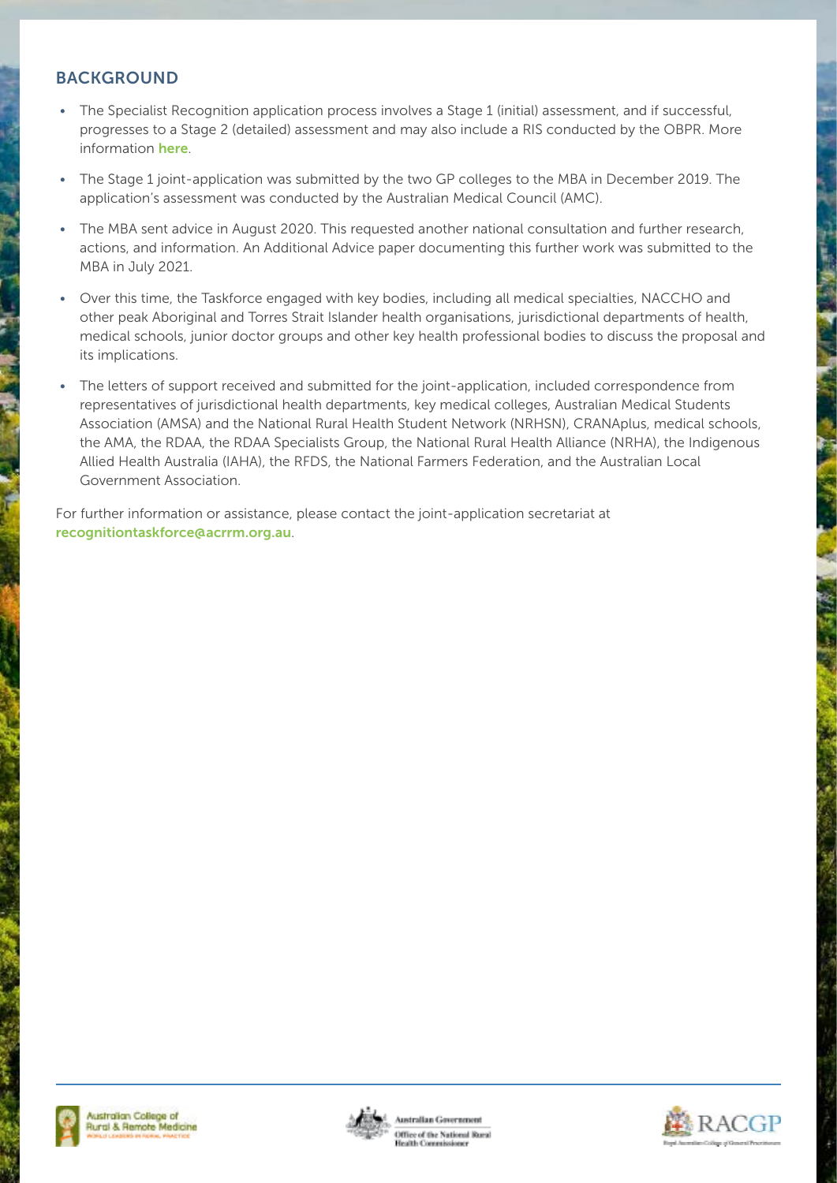## BACKGROUND

- The Specialist Recognition application process involves a Stage 1 (initial) assessment, and if successful, progresses to a Stage 2 (detailed) assessment and may also include a RIS conducted by the OBPR. More information here.
- The Stage 1 joint-application was submitted by the two GP colleges to the MBA in December 2019. The application's assessment was conducted by the Australian Medical Council (AMC).
- The MBA sent advice in August 2020. This requested another national consultation and further research, actions, and information. An Additional Advice paper documenting this further work was submitted to the MBA in July 2021.
- Over this time, the Taskforce engaged with key bodies, including all medical specialties, NACCHO and other peak Aboriginal and Torres Strait Islander health organisations, jurisdictional departments of health, medical schools, junior doctor groups and other key health professional bodies to discuss the proposal and its implications.
- The letters of support received and submitted for the joint-application, included correspondence from representatives of jurisdictional health departments, key medical colleges, Australian Medical Students Association (AMSA) and the National Rural Health Student Network (NRHSN), CRANAplus, medical schools, the AMA, the RDAA, the RDAA Specialists Group, the National Rural Health Alliance (NRHA), the Indigenous Allied Health Australia (IAHA), the RFDS, the National Farmers Federation, and the Australian Local Government Association.

For further information or assistance, please contact the joint-application secretariat at recognitiontaskforce@acrrm.org.au.